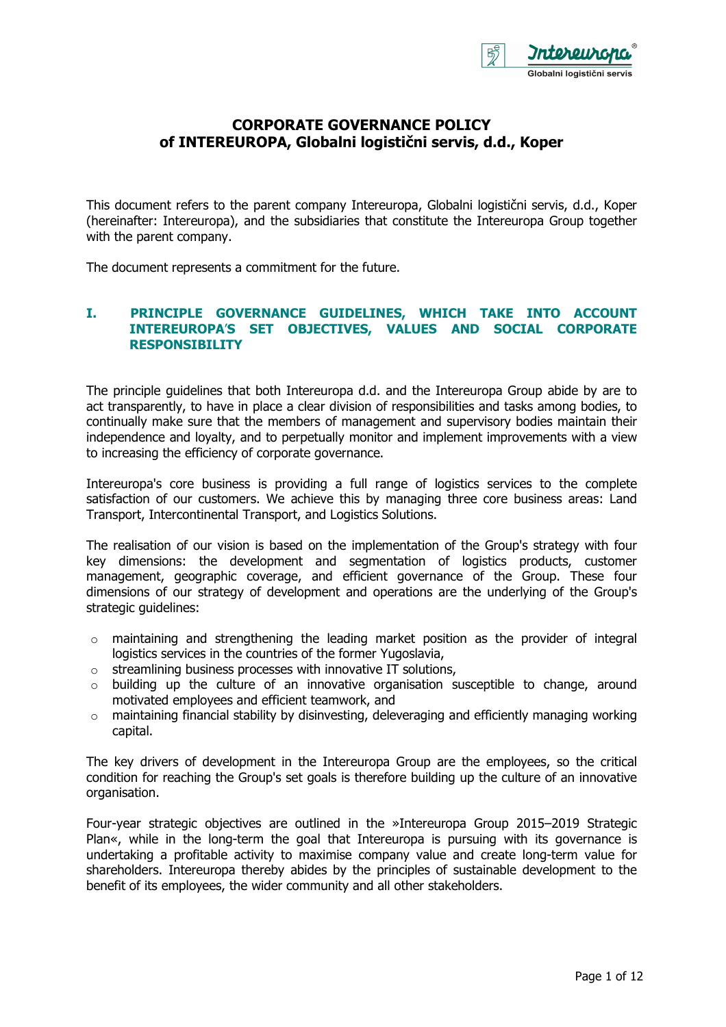# CORPORATE GOVERNANCE POLICY of INTEREUROPA, Globalni logistični servis, d.d., Koper

This document refers to the parent company Intereuropa, Globalni logistični servis, d.d., Koper (hereinafter: Intereuropa), and the subsidiaries that constitute the Intereuropa Group together with the parent company.

The document represents a commitment for the future.

## I. PRINCIPLE GOVERNANCE GUIDELINES, WHICH TAKE INTO ACCOUNT INTEREUROPA'S SET OBJECTIVES, VALUES AND SOCIAL CORPORATE RESPONSIBILITY

The principle guidelines that both Intereuropa d.d. and the Intereuropa Group abide by are to act transparently, to have in place a clear division of responsibilities and tasks among bodies, to continually make sure that the members of management and supervisory bodies maintain their independence and loyalty, and to perpetually monitor and implement improvements with a view to increasing the efficiency of corporate governance.

Intereuropa's core business is providing a full range of logistics services to the complete satisfaction of our customers. We achieve this by managing three core business areas: Land Transport, Intercontinental Transport, and Logistics Solutions.

The realisation of our vision is based on the implementation of the Group's strategy with four key dimensions: the development and segmentation of logistics products, customer management, geographic coverage, and efficient governance of the Group. These four dimensions of our strategy of development and operations are the underlying of the Group's strategic guidelines:

- maintaining and strengthening the leading market position as the provider of integral logistics services in the countries of the former Yugoslavia,
- streamlining business processes with innovative IT solutions,
- building up the culture of an innovative organisation susceptible to change, around motivated employees and efficient teamwork, and
- maintaining financial stability by disinvesting, deleveraging and efficiently managing working capital.

The key drivers of development in the Intereuropa Group are the employees, so the critical condition for reaching the Group's set goals is therefore building up the culture of an innovative organisation.

Four-year strategic objectives are outlined in the »Intereuropa Group 2015–2019 Strategic Plan«, while in the long-term the goal that Intereuropa is pursuing with its governance is undertaking a profitable activity to maximise company value and create long-term value for shareholders. Intereuropa thereby abides by the principles of sustainable development to the benefit of its employees, the wider community and all other stakeholders.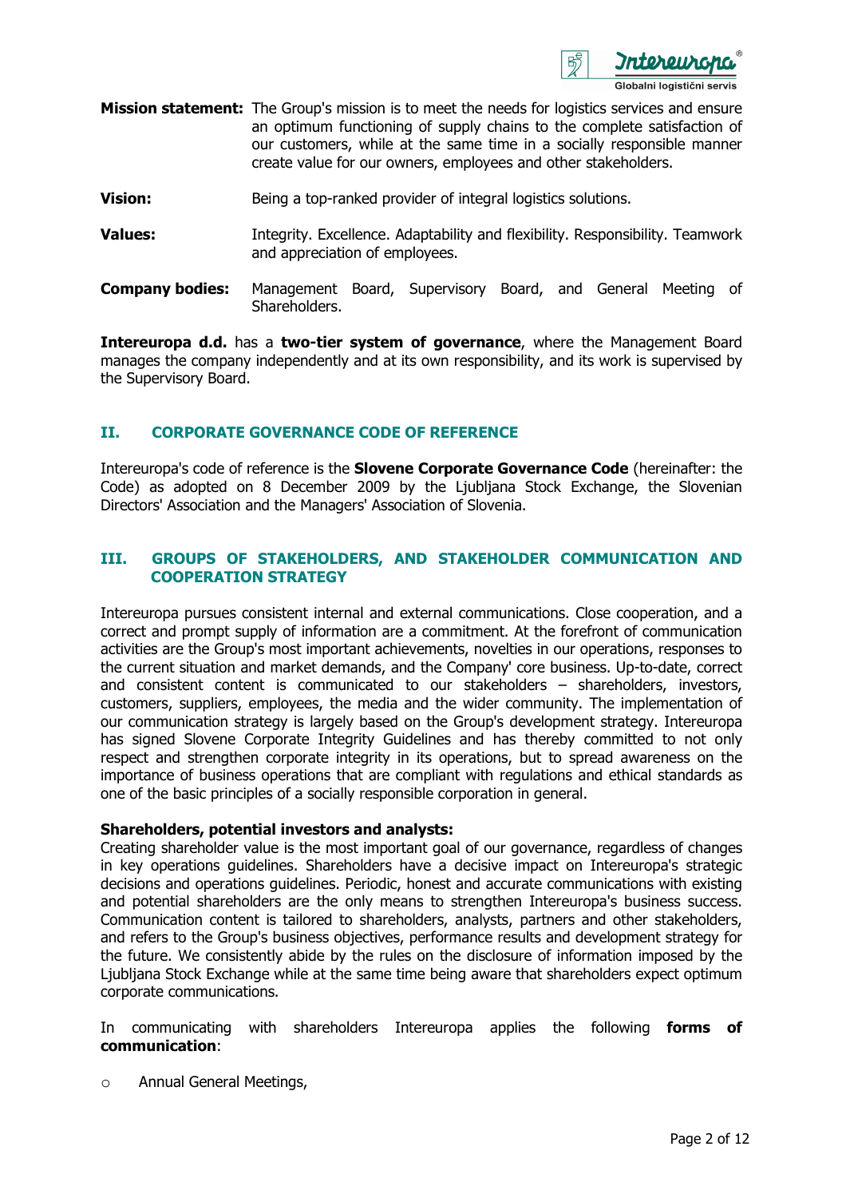**Mission statement:** The Group's mission is to meet the needs for logistics services and ensure an optimum functioning of supply chains to the complete satisfaction of our customers, while at the same time in a socially responsible manner create value for our owners, employees and other stakeholders.

**Vision:** Being a top-ranked provider of integral logistics solutions.

**Values:** Integrity. Excellence. Adaptability and flexibility. Responsibility. Teamwork and appreciation of employees.

**Company bodies:** Management Board, Supervisory Board, and General Meeting of Shareholders.

**Intereuropa d.d.** has a **two-tier system of governance**, where the Management Board manages the company independently and at its own responsibility, and its work is supervised by the Supervisory Board.

## II. CORPORATE GOVERNANCE CODE OF REFERENCE

Intereuropa's code of reference is the **Slovene Corporate Governance Code** (hereinafter: the Code) as adopted on 8 December 2009 by the Ljubljana Stock Exchange, the Slovenian Directors' Association and the Managers' Association of Slovenia.

## III. GROUPS OF STAKEHOLDERS, AND STAKEHOLDER COMMUNICATION AND COOPERATION STRATEGY

Intereuropa pursues consistent internal and external communications. Close cooperation, and a correct and prompt supply of information are a commitment. At the forefront of communication activities are the Group's most important achievements, novelties in our operations, responses to the current situation and market demands, and the Company' core business. Up-to-date, correct and consistent content is communicated to our stakeholders – shareholders, investors, customers, suppliers, employees, the media and the wider community. The implementation of our communication strategy is largely based on the Group's development strategy. Intereuropa has signed Slovene Corporate Integrity Guidelines and has thereby committed to not only respect and strengthen corporate integrity in its operations, but to spread awareness on the importance of business operations that are compliant with regulations and ethical standards as one of the basic principles of a socially responsible corporation in general.

**Shareholders, potential investors and analysts:**
Creating shareholder value is the most important goal of our governance, regardless of changes in key operations guidelines. Shareholders have a decisive impact on Intereuropa's strategic decisions and operations guidelines. Periodic, honest and accurate communications with existing and potential shareholders are the only means to strengthen Intereuropa's business success. Communication content is tailored to shareholders, analysts, partners and other stakeholders, and refers to the Group's business objectives, performance results and development strategy for the future. We consistently abide by the rules on the disclosure of information imposed by the Ljubljana Stock Exchange while at the same time being aware that shareholders expect optimum corporate communications.

In communicating with shareholders Intereuropa applies the following **forms of communication**:

- Annual General Meetings,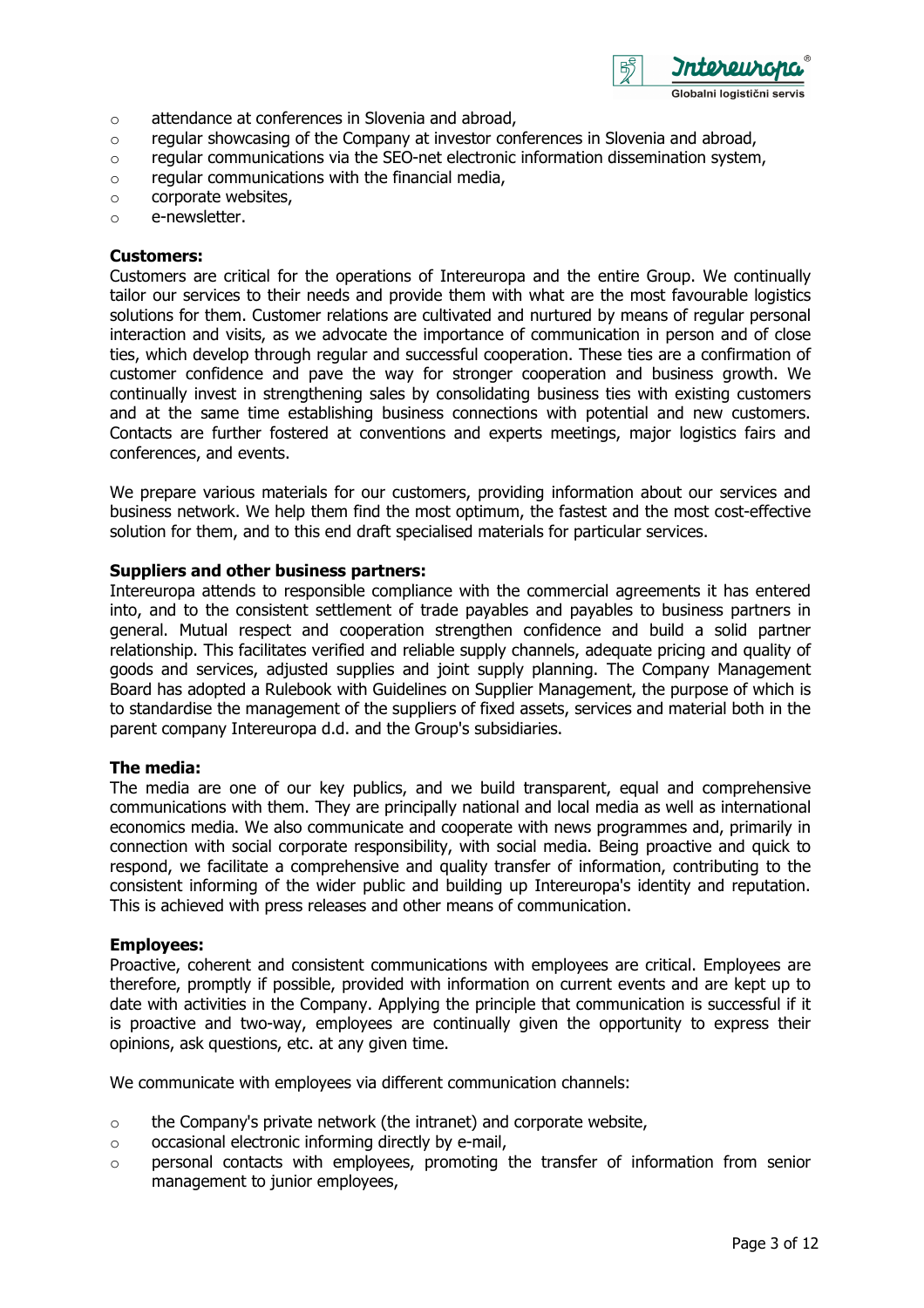- attendance at conferences in Slovenia and abroad,
- regular showcasing of the Company at investor conferences in Slovenia and abroad,
- regular communications via the SEO-net electronic information dissemination system,
- regular communications with the financial media,
- corporate websites,
- e-newsletter.

**Customers:**
Customers are critical for the operations of Intereuropa and the entire Group. We continually tailor our services to their needs and provide them with what are the most favourable logistics solutions for them. Customer relations are cultivated and nurtured by means of regular personal interaction and visits, as we advocate the importance of communication in person and of close ties, which develop through regular and successful cooperation. These ties are a confirmation of customer confidence and pave the way for stronger cooperation and business growth. We continually invest in strengthening sales by consolidating business ties with existing customers and at the same time establishing business connections with potential and new customers. Contacts are further fostered at conventions and experts meetings, major logistics fairs and conferences, and events.

We prepare various materials for our customers, providing information about our services and business network. We help them find the most optimum, the fastest and the most cost-effective solution for them, and to this end draft specialised materials for particular services.

**Suppliers and other business partners:**
Intereuropa attends to responsible compliance with the commercial agreements it has entered into, and to the consistent settlement of trade payables and payables to business partners in general. Mutual respect and cooperation strengthen confidence and build a solid partner relationship. This facilitates verified and reliable supply channels, adequate pricing and quality of goods and services, adjusted supplies and joint supply planning. The Company Management Board has adopted a Rulebook with Guidelines on Supplier Management, the purpose of which is to standardise the management of the suppliers of fixed assets, services and material both in the parent company Intereuropa d.d. and the Group's subsidiaries.

**The media:**
The media are one of our key publics, and we build transparent, equal and comprehensive communications with them. They are principally national and local media as well as international economics media. We also communicate and cooperate with news programmes and, primarily in connection with social corporate responsibility, with social media. Being proactive and quick to respond, we facilitate a comprehensive and quality transfer of information, contributing to the consistent informing of the wider public and building up Intereuropa's identity and reputation. This is achieved with press releases and other means of communication.

**Employees:**
Proactive, coherent and consistent communications with employees are critical. Employees are therefore, promptly if possible, provided with information on current events and are kept up to date with activities in the Company. Applying the principle that communication is successful if it is proactive and two-way, employees are continually given the opportunity to express their opinions, ask questions, etc. at any given time.

We communicate with employees via different communication channels:

- the Company's private network (the intranet) and corporate website,
- occasional electronic informing directly by e-mail,
- personal contacts with employees, promoting the transfer of information from senior management to junior employees,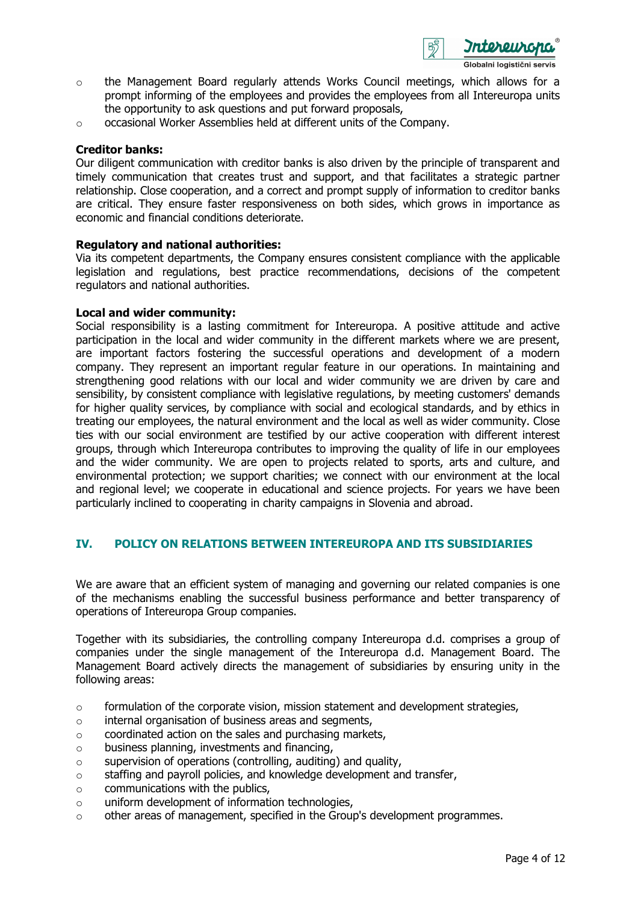- the Management Board regularly attends Works Council meetings, which allows for a prompt informing of the employees and provides the employees from all Intereuropa units the opportunity to ask questions and put forward proposals,
- occasional Worker Assemblies held at different units of the Company.

**Creditor banks:**
Our diligent communication with creditor banks is also driven by the principle of transparent and timely communication that creates trust and support, and that facilitates a strategic partner relationship. Close cooperation, and a correct and prompt supply of information to creditor banks are critical. They ensure faster responsiveness on both sides, which grows in importance as economic and financial conditions deteriorate.

**Regulatory and national authorities:**
Via its competent departments, the Company ensures consistent compliance with the applicable legislation and regulations, best practice recommendations, decisions of the competent regulators and national authorities.

**Local and wider community:**
Social responsibility is a lasting commitment for Intereuropa. A positive attitude and active participation in the local and wider community in the different markets where we are present, are important factors fostering the successful operations and development of a modern company. They represent an important regular feature in our operations. In maintaining and strengthening good relations with our local and wider community we are driven by care and sensibility, by consistent compliance with legislative regulations, by meeting customers' demands for higher quality services, by compliance with social and ecological standards, and by ethics in treating our employees, the natural environment and the local as well as wider community. Close ties with our social environment are testified by our active cooperation with different interest groups, through which Intereuropa contributes to improving the quality of life in our employees and the wider community. We are open to projects related to sports, arts and culture, and environmental protection; we support charities; we connect with our environment at the local and regional level; we cooperate in educational and science projects. For years we have been particularly inclined to cooperating in charity campaigns in Slovenia and abroad.

## IV. POLICY ON RELATIONS BETWEEN INTEREUROPA AND ITS SUBSIDIARIES

We are aware that an efficient system of managing and governing our related companies is one of the mechanisms enabling the successful business performance and better transparency of operations of Intereuropa Group companies.

Together with its subsidiaries, the controlling company Intereuropa d.d. comprises a group of companies under the single management of the Intereuropa d.d. Management Board. The Management Board actively directs the management of subsidiaries by ensuring unity in the following areas:

- formulation of the corporate vision, mission statement and development strategies,
- internal organisation of business areas and segments,
- coordinated action on the sales and purchasing markets,
- business planning, investments and financing,
- supervision of operations (controlling, auditing) and quality,
- staffing and payroll policies, and knowledge development and transfer,
- communications with the publics,
- uniform development of information technologies,
- other areas of management, specified in the Group's development programmes.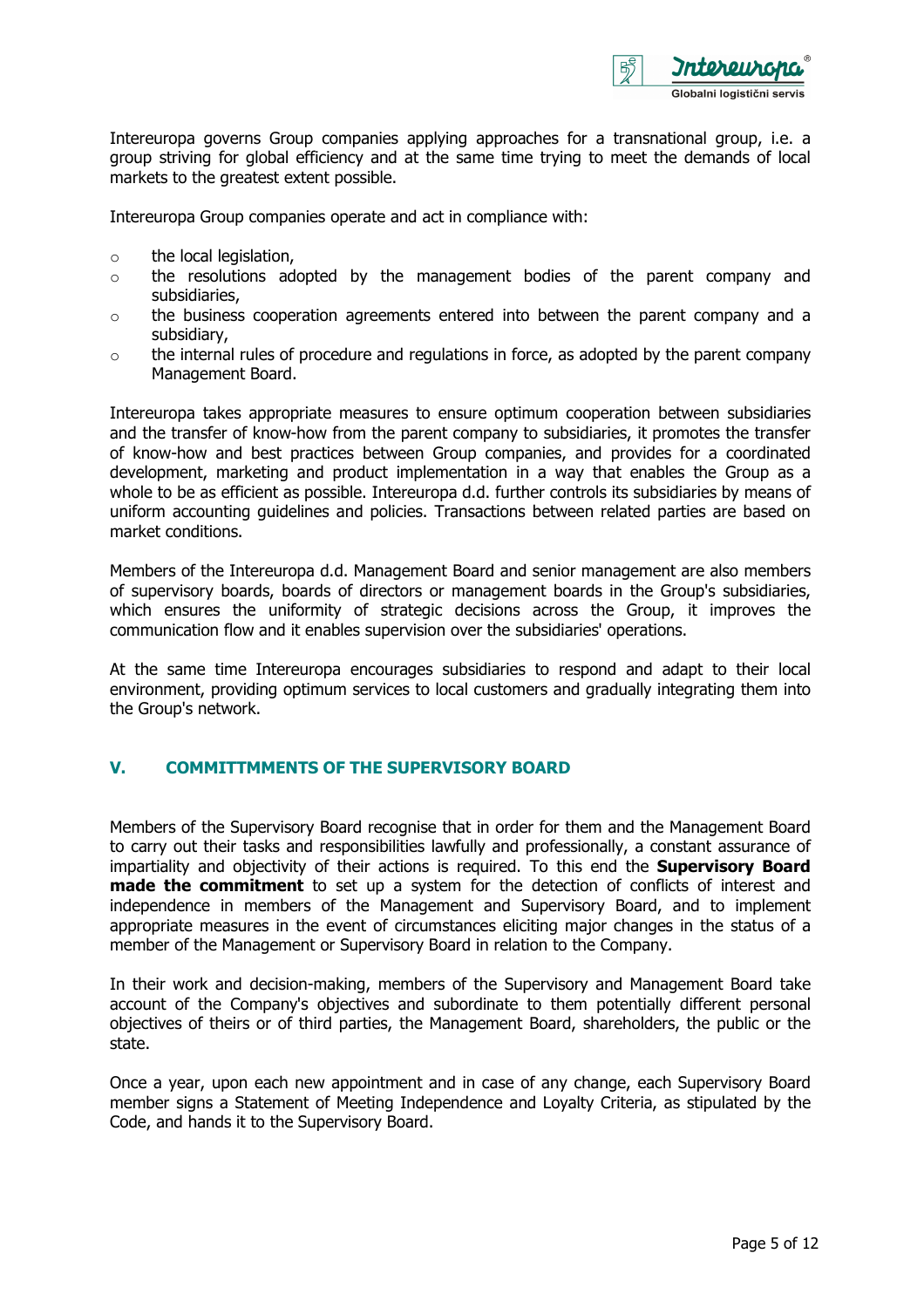Intereuropa governs Group companies applying approaches for a transnational group, i.e. a group striving for global efficiency and at the same time trying to meet the demands of local markets to the greatest extent possible.

Intereuropa Group companies operate and act in compliance with:

- the local legislation,
- the resolutions adopted by the management bodies of the parent company and subsidiaries,
- the business cooperation agreements entered into between the parent company and a subsidiary,
- the internal rules of procedure and regulations in force, as adopted by the parent company Management Board.

Intereuropa takes appropriate measures to ensure optimum cooperation between subsidiaries and the transfer of know-how from the parent company to subsidiaries, it promotes the transfer of know-how and best practices between Group companies, and provides for a coordinated development, marketing and product implementation in a way that enables the Group as a whole to be as efficient as possible. Intereuropa d.d. further controls its subsidiaries by means of uniform accounting guidelines and policies. Transactions between related parties are based on market conditions.

Members of the Intereuropa d.d. Management Board and senior management are also members of supervisory boards, boards of directors or management boards in the Group's subsidiaries, which ensures the uniformity of strategic decisions across the Group, it improves the communication flow and it enables supervision over the subsidiaries' operations.

At the same time Intereuropa encourages subsidiaries to respond and adapt to their local environment, providing optimum services to local customers and gradually integrating them into the Group's network.

## V. COMMITTMMENTS OF THE SUPERVISORY BOARD

Members of the Supervisory Board recognise that in order for them and the Management Board to carry out their tasks and responsibilities lawfully and professionally, a constant assurance of impartiality and objectivity of their actions is required. To this end the **Supervisory Board made the commitment** to set up a system for the detection of conflicts of interest and independence in members of the Management and Supervisory Board, and to implement appropriate measures in the event of circumstances eliciting major changes in the status of a member of the Management or Supervisory Board in relation to the Company.

In their work and decision-making, members of the Supervisory and Management Board take account of the Company's objectives and subordinate to them potentially different personal objectives of theirs or of third parties, the Management Board, shareholders, the public or the state.

Once a year, upon each new appointment and in case of any change, each Supervisory Board member signs a Statement of Meeting Independence and Loyalty Criteria, as stipulated by the Code, and hands it to the Supervisory Board.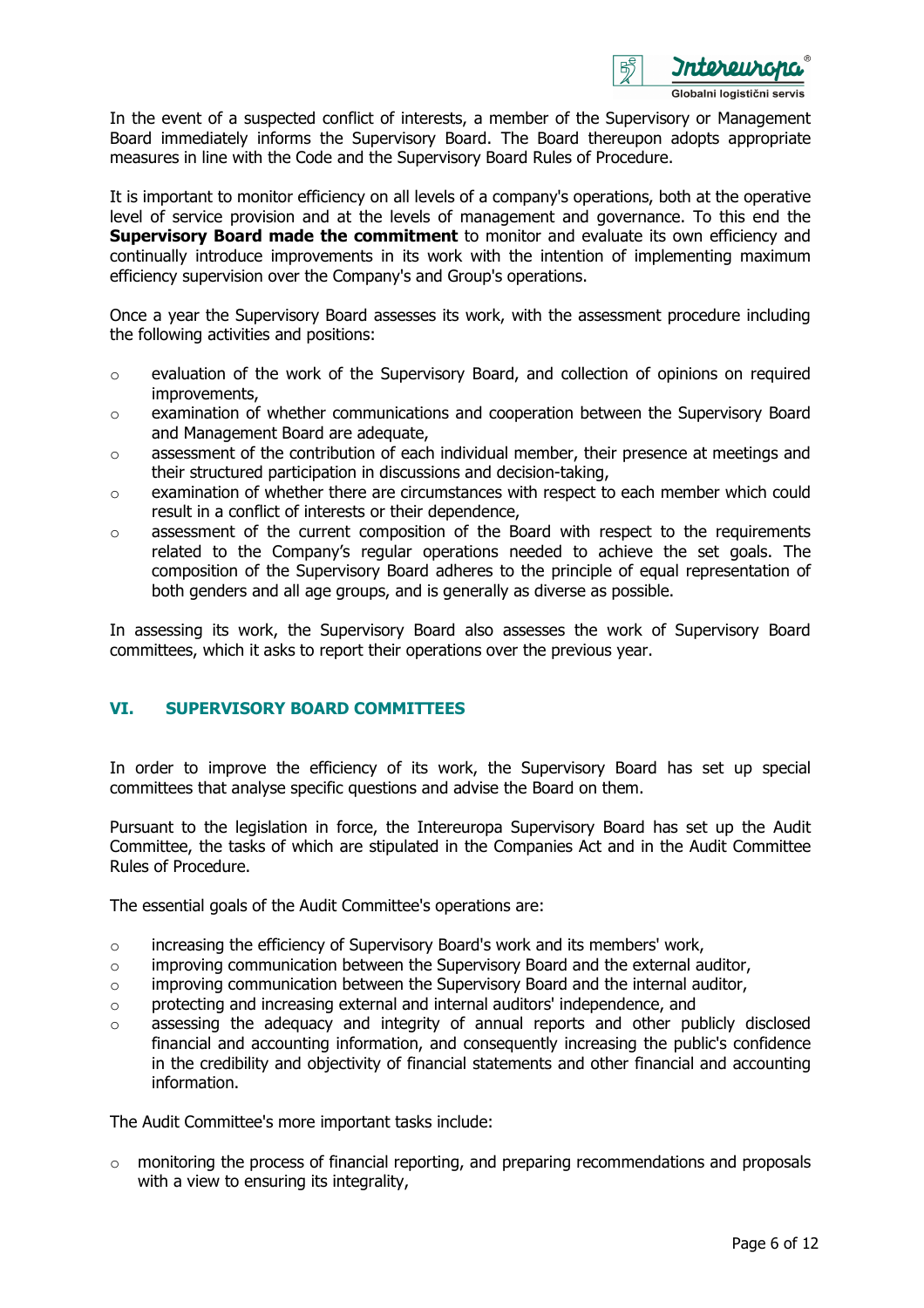In the event of a suspected conflict of interests, a member of the Supervisory or Management Board immediately informs the Supervisory Board. The Board thereupon adopts appropriate measures in line with the Code and the Supervisory Board Rules of Procedure.

It is important to monitor efficiency on all levels of a company's operations, both at the operative level of service provision and at the levels of management and governance. To this end the **Supervisory Board made the commitment** to monitor and evaluate its own efficiency and continually introduce improvements in its work with the intention of implementing maximum efficiency supervision over the Company's and Group's operations.

Once a year the Supervisory Board assesses its work, with the assessment procedure including the following activities and positions:

- evaluation of the work of the Supervisory Board, and collection of opinions on required improvements,
- examination of whether communications and cooperation between the Supervisory Board and Management Board are adequate,
- assessment of the contribution of each individual member, their presence at meetings and their structured participation in discussions and decision-taking,
- examination of whether there are circumstances with respect to each member which could result in a conflict of interests or their dependence,
- assessment of the current composition of the Board with respect to the requirements related to the Company's regular operations needed to achieve the set goals. The composition of the Supervisory Board adheres to the principle of equal representation of both genders and all age groups, and is generally as diverse as possible.

In assessing its work, the Supervisory Board also assesses the work of Supervisory Board committees, which it asks to report their operations over the previous year.

## VI. SUPERVISORY BOARD COMMITTEES

In order to improve the efficiency of its work, the Supervisory Board has set up special committees that analyse specific questions and advise the Board on them.

Pursuant to the legislation in force, the Intereuropa Supervisory Board has set up the Audit Committee, the tasks of which are stipulated in the Companies Act and in the Audit Committee Rules of Procedure.

The essential goals of the Audit Committee's operations are:

- increasing the efficiency of Supervisory Board's work and its members' work,
- improving communication between the Supervisory Board and the external auditor,
- improving communication between the Supervisory Board and the internal auditor,
- protecting and increasing external and internal auditors' independence, and
- assessing the adequacy and integrity of annual reports and other publicly disclosed financial and accounting information, and consequently increasing the public's confidence in the credibility and objectivity of financial statements and other financial and accounting information.

The Audit Committee's more important tasks include:

- monitoring the process of financial reporting, and preparing recommendations and proposals with a view to ensuring its integrality,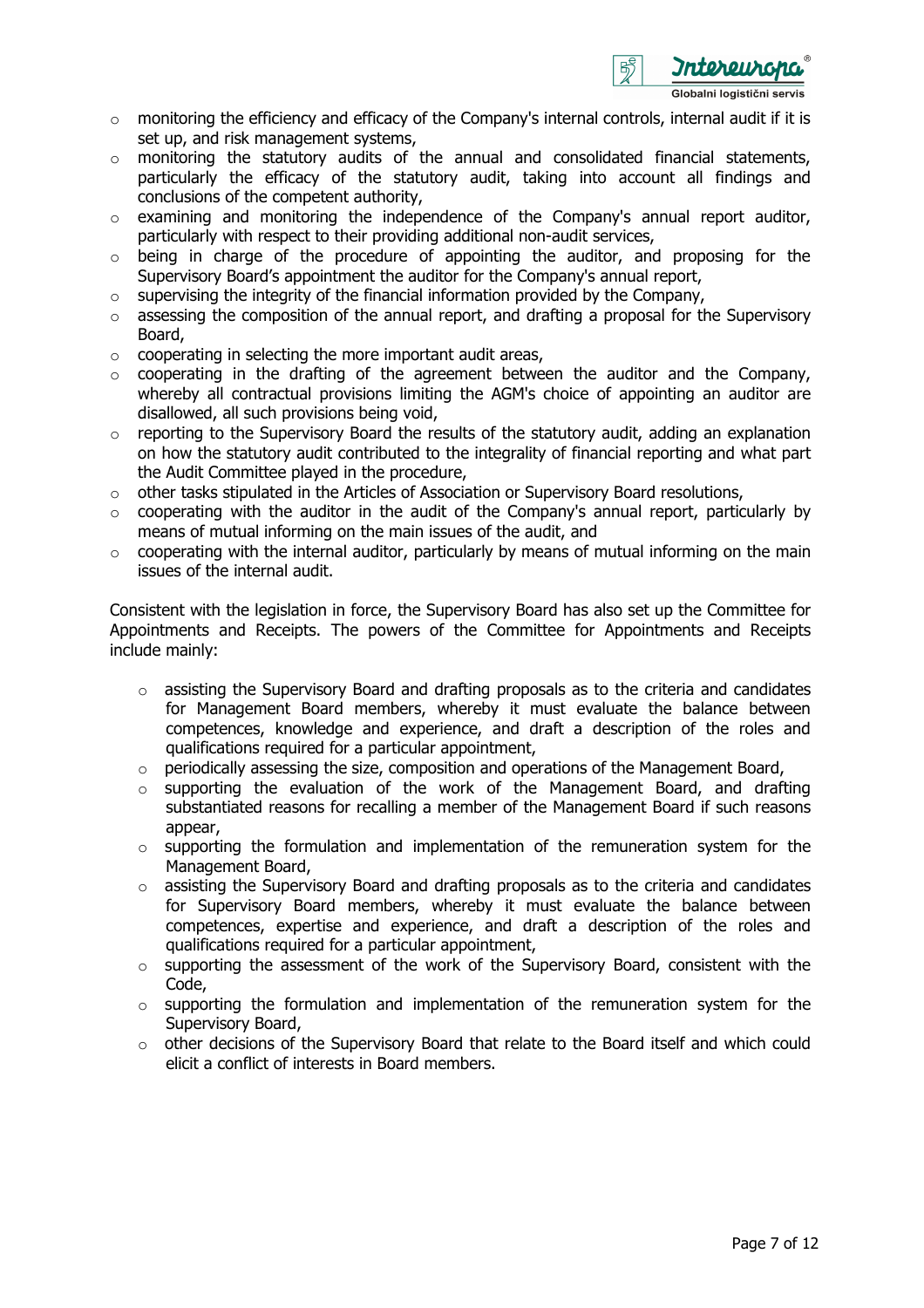- monitoring the efficiency and efficacy of the Company's internal controls, internal audit if it is set up, and risk management systems,
- monitoring the statutory audits of the annual and consolidated financial statements, particularly the efficacy of the statutory audit, taking into account all findings and conclusions of the competent authority,
- examining and monitoring the independence of the Company's annual report auditor, particularly with respect to their providing additional non-audit services,
- being in charge of the procedure of appointing the auditor, and proposing for the Supervisory Board's appointment the auditor for the Company's annual report,
- supervising the integrity of the financial information provided by the Company,
- assessing the composition of the annual report, and drafting a proposal for the Supervisory Board,
- cooperating in selecting the more important audit areas,
- cooperating in the drafting of the agreement between the auditor and the Company, whereby all contractual provisions limiting the AGM's choice of appointing an auditor are disallowed, all such provisions being void,
- reporting to the Supervisory Board the results of the statutory audit, adding an explanation on how the statutory audit contributed to the integrality of financial reporting and what part the Audit Committee played in the procedure,
- other tasks stipulated in the Articles of Association or Supervisory Board resolutions,
- cooperating with the auditor in the audit of the Company's annual report, particularly by means of mutual informing on the main issues of the audit, and
- cooperating with the internal auditor, particularly by means of mutual informing on the main issues of the internal audit.

Consistent with the legislation in force, the Supervisory Board has also set up the Committee for Appointments and Receipts. The powers of the Committee for Appointments and Receipts include mainly:

- assisting the Supervisory Board and drafting proposals as to the criteria and candidates for Management Board members, whereby it must evaluate the balance between competences, knowledge and experience, and draft a description of the roles and qualifications required for a particular appointment,
- periodically assessing the size, composition and operations of the Management Board,
- supporting the evaluation of the work of the Management Board, and drafting substantiated reasons for recalling a member of the Management Board if such reasons appear,
- supporting the formulation and implementation of the remuneration system for the Management Board,
- assisting the Supervisory Board and drafting proposals as to the criteria and candidates for Supervisory Board members, whereby it must evaluate the balance between competences, expertise and experience, and draft a description of the roles and qualifications required for a particular appointment,
- supporting the assessment of the work of the Supervisory Board, consistent with the Code,
- supporting the formulation and implementation of the remuneration system for the Supervisory Board,
- other decisions of the Supervisory Board that relate to the Board itself and which could elicit a conflict of interests in Board members.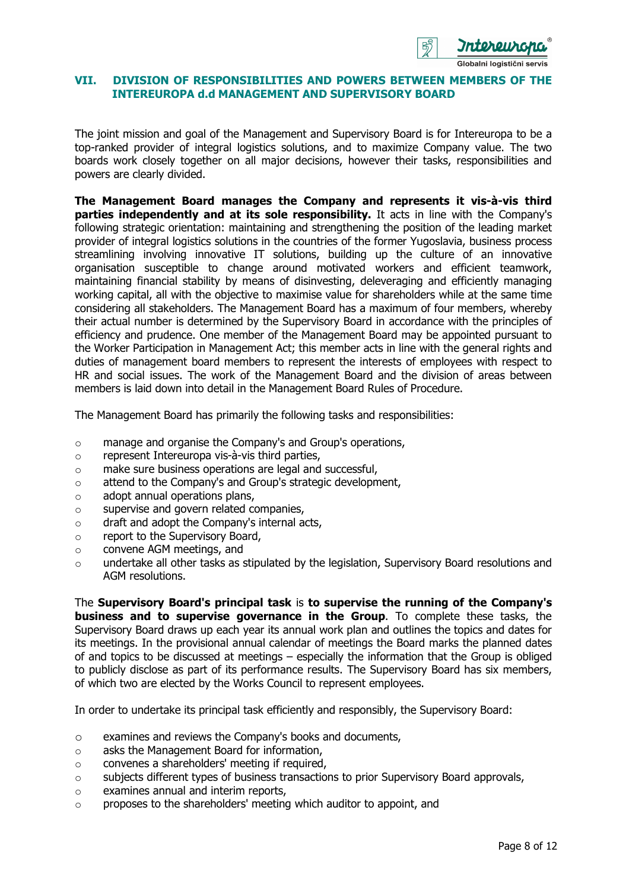## VII. DIVISION OF RESPONSIBILITIES AND POWERS BETWEEN MEMBERS OF THE INTEREUROPA d.d MANAGEMENT AND SUPERVISORY BOARD

The joint mission and goal of the Management and Supervisory Board is for Intereuropa to be a top-ranked provider of integral logistics solutions, and to maximize Company value. The two boards work closely together on all major decisions, however their tasks, responsibilities and powers are clearly divided.

**The Management Board manages the Company and represents it vis-à-vis third parties independently and at its sole responsibility.** It acts in line with the Company's following strategic orientation: maintaining and strengthening the position of the leading market provider of integral logistics solutions in the countries of the former Yugoslavia, business process streamlining involving innovative IT solutions, building up the culture of an innovative organisation susceptible to change around motivated workers and efficient teamwork, maintaining financial stability by means of disinvesting, deleveraging and efficiently managing working capital, all with the objective to maximise value for shareholders while at the same time considering all stakeholders. The Management Board has a maximum of four members, whereby their actual number is determined by the Supervisory Board in accordance with the principles of efficiency and prudence. One member of the Management Board may be appointed pursuant to the Worker Participation in Management Act; this member acts in line with the general rights and duties of management board members to represent the interests of employees with respect to HR and social issues. The work of the Management Board and the division of areas between members is laid down into detail in the Management Board Rules of Procedure.

The Management Board has primarily the following tasks and responsibilities:

- manage and organise the Company's and Group's operations,
- represent Intereuropa vis-à-vis third parties,
- make sure business operations are legal and successful,
- attend to the Company's and Group's strategic development,
- adopt annual operations plans,
- supervise and govern related companies,
- draft and adopt the Company's internal acts,
- report to the Supervisory Board,
- convene AGM meetings, and
- undertake all other tasks as stipulated by the legislation, Supervisory Board resolutions and AGM resolutions.

The **Supervisory Board's principal task** is **to supervise the running of the Company's business and to supervise governance in the Group**. To complete these tasks, the Supervisory Board draws up each year its annual work plan and outlines the topics and dates for its meetings. In the provisional annual calendar of meetings the Board marks the planned dates of and topics to be discussed at meetings – especially the information that the Group is obliged to publicly disclose as part of its performance results. The Supervisory Board has six members, of which two are elected by the Works Council to represent employees.

In order to undertake its principal task efficiently and responsibly, the Supervisory Board:

- examines and reviews the Company's books and documents,
- asks the Management Board for information,
- convenes a shareholders' meeting if required,
- subjects different types of business transactions to prior Supervisory Board approvals,
- examines annual and interim reports,
- proposes to the shareholders' meeting which auditor to appoint, and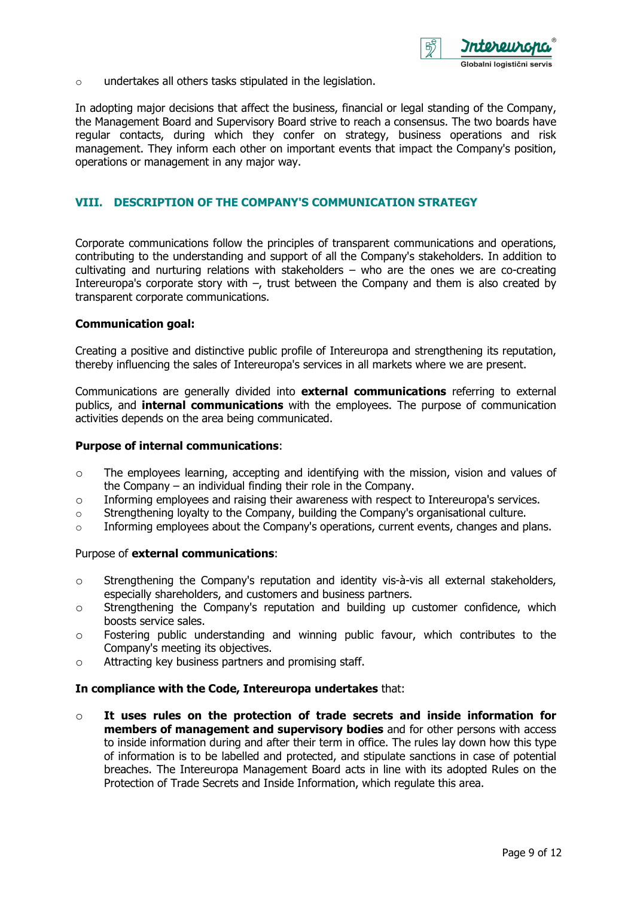- undertakes all others tasks stipulated in the legislation.

In adopting major decisions that affect the business, financial or legal standing of the Company, the Management Board and Supervisory Board strive to reach a consensus. The two boards have regular contacts, during which they confer on strategy, business operations and risk management. They inform each other on important events that impact the Company's position, operations or management in any major way.

## VIII. DESCRIPTION OF THE COMPANY'S COMMUNICATION STRATEGY

Corporate communications follow the principles of transparent communications and operations, contributing to the understanding and support of all the Company's stakeholders. In addition to cultivating and nurturing relations with stakeholders – who are the ones we are co-creating Intereuropa's corporate story with –, trust between the Company and them is also created by transparent corporate communications.

**Communication goal:**

Creating a positive and distinctive public profile of Intereuropa and strengthening its reputation, thereby influencing the sales of Intereuropa's services in all markets where we are present.

Communications are generally divided into **external communications** referring to external publics, and **internal communications** with the employees. The purpose of communication activities depends on the area being communicated.

**Purpose of internal communications**:

- The employees learning, accepting and identifying with the mission, vision and values of the Company – an individual finding their role in the Company.
- Informing employees and raising their awareness with respect to Intereuropa's services.
- Strengthening loyalty to the Company, building the Company's organisational culture.
- Informing employees about the Company's operations, current events, changes and plans.

Purpose of **external communications**:

- Strengthening the Company's reputation and identity vis-à-vis all external stakeholders, especially shareholders, and customers and business partners.
- Strengthening the Company's reputation and building up customer confidence, which boosts service sales.
- Fostering public understanding and winning public favour, which contributes to the Company's meeting its objectives.
- Attracting key business partners and promising staff.

**In compliance with the Code, Intereuropa undertakes** that:

- **It uses rules on the protection of trade secrets and inside information for members of management and supervisory bodies** and for other persons with access to inside information during and after their term in office. The rules lay down how this type of information is to be labelled and protected, and stipulate sanctions in case of potential breaches. The Intereuropa Management Board acts in line with its adopted Rules on the Protection of Trade Secrets and Inside Information, which regulate this area.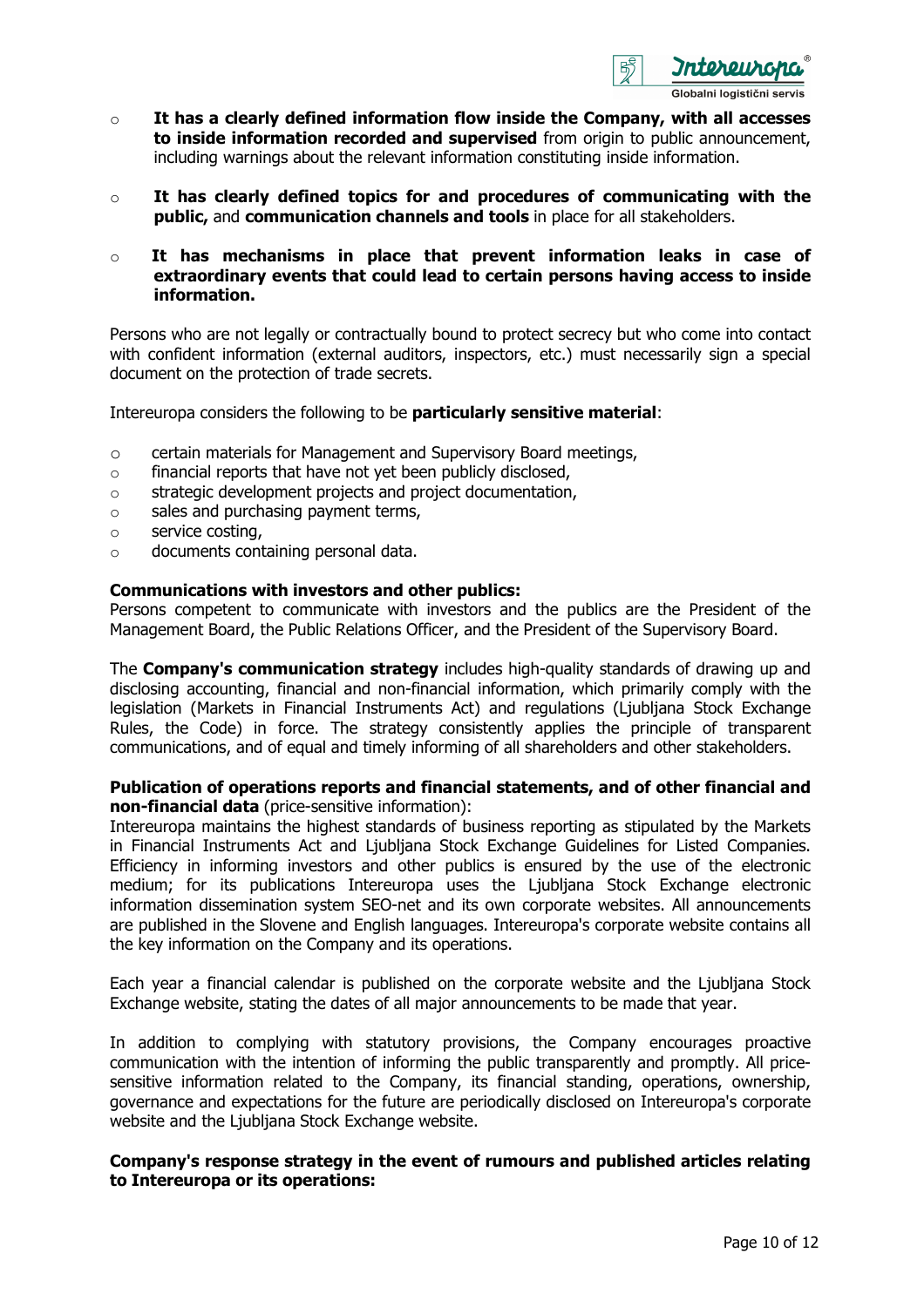- **It has a clearly defined information flow inside the Company, with all accesses to inside information recorded and supervised** from origin to public announcement, including warnings about the relevant information constituting inside information.
- **It has clearly defined topics for and procedures of communicating with the public,** and **communication channels and tools** in place for all stakeholders.
- **It has mechanisms in place that prevent information leaks in case of extraordinary events that could lead to certain persons having access to inside information.**

Persons who are not legally or contractually bound to protect secrecy but who come into contact with confident information (external auditors, inspectors, etc.) must necessarily sign a special document on the protection of trade secrets.

Intereuropa considers the following to be **particularly sensitive material**:

- certain materials for Management and Supervisory Board meetings,
- financial reports that have not yet been publicly disclosed,
- strategic development projects and project documentation,
- sales and purchasing payment terms,
- service costing,
- documents containing personal data.

**Communications with investors and other publics:**
Persons competent to communicate with investors and the publics are the President of the Management Board, the Public Relations Officer, and the President of the Supervisory Board.

The **Company's communication strategy** includes high-quality standards of drawing up and disclosing accounting, financial and non-financial information, which primarily comply with the legislation (Markets in Financial Instruments Act) and regulations (Ljubljana Stock Exchange Rules, the Code) in force. The strategy consistently applies the principle of transparent communications, and of equal and timely informing of all shareholders and other stakeholders.

**Publication of operations reports and financial statements, and of other financial and non-financial data** (price-sensitive information):
Intereuropa maintains the highest standards of business reporting as stipulated by the Markets in Financial Instruments Act and Ljubljana Stock Exchange Guidelines for Listed Companies. Efficiency in informing investors and other publics is ensured by the use of the electronic medium; for its publications Intereuropa uses the Ljubljana Stock Exchange electronic information dissemination system SEO-net and its own corporate websites. All announcements are published in the Slovene and English languages. Intereuropa's corporate website contains all the key information on the Company and its operations.

Each year a financial calendar is published on the corporate website and the Ljubljana Stock Exchange website, stating the dates of all major announcements to be made that year.

In addition to complying with statutory provisions, the Company encourages proactive communication with the intention of informing the public transparently and promptly. All price-sensitive information related to the Company, its financial standing, operations, ownership, governance and expectations for the future are periodically disclosed on Intereuropa's corporate website and the Ljubljana Stock Exchange website.

**Company's response strategy in the event of rumours and published articles relating to Intereuropa or its operations:**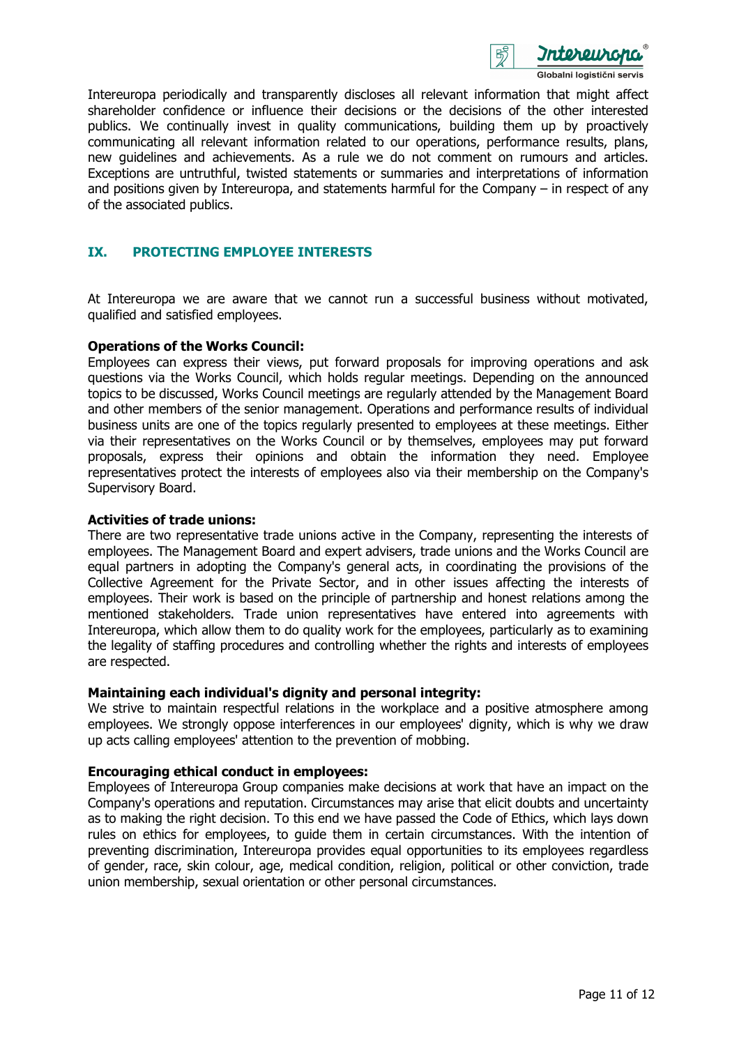Intereuropa periodically and transparently discloses all relevant information that might affect shareholder confidence or influence their decisions or the decisions of the other interested publics. We continually invest in quality communications, building them up by proactively communicating all relevant information related to our operations, performance results, plans, new guidelines and achievements. As a rule we do not comment on rumours and articles. Exceptions are untruthful, twisted statements or summaries and interpretations of information and positions given by Intereuropa, and statements harmful for the Company – in respect of any of the associated publics.

## IX. PROTECTING EMPLOYEE INTERESTS

At Intereuropa we are aware that we cannot run a successful business without motivated, qualified and satisfied employees.

**Operations of the Works Council:**
Employees can express their views, put forward proposals for improving operations and ask questions via the Works Council, which holds regular meetings. Depending on the announced topics to be discussed, Works Council meetings are regularly attended by the Management Board and other members of the senior management. Operations and performance results of individual business units are one of the topics regularly presented to employees at these meetings. Either via their representatives on the Works Council or by themselves, employees may put forward proposals, express their opinions and obtain the information they need. Employee representatives protect the interests of employees also via their membership on the Company's Supervisory Board.

**Activities of trade unions:**
There are two representative trade unions active in the Company, representing the interests of employees. The Management Board and expert advisers, trade unions and the Works Council are equal partners in adopting the Company's general acts, in coordinating the provisions of the Collective Agreement for the Private Sector, and in other issues affecting the interests of employees. Their work is based on the principle of partnership and honest relations among the mentioned stakeholders. Trade union representatives have entered into agreements with Intereuropa, which allow them to do quality work for the employees, particularly as to examining the legality of staffing procedures and controlling whether the rights and interests of employees are respected.

**Maintaining each individual's dignity and personal integrity:**
We strive to maintain respectful relations in the workplace and a positive atmosphere among employees. We strongly oppose interferences in our employees' dignity, which is why we draw up acts calling employees' attention to the prevention of mobbing.

**Encouraging ethical conduct in employees:**
Employees of Intereuropa Group companies make decisions at work that have an impact on the Company's operations and reputation. Circumstances may arise that elicit doubts and uncertainty as to making the right decision. To this end we have passed the Code of Ethics, which lays down rules on ethics for employees, to guide them in certain circumstances. With the intention of preventing discrimination, Intereuropa provides equal opportunities to its employees regardless of gender, race, skin colour, age, medical condition, religion, political or other conviction, trade union membership, sexual orientation or other personal circumstances.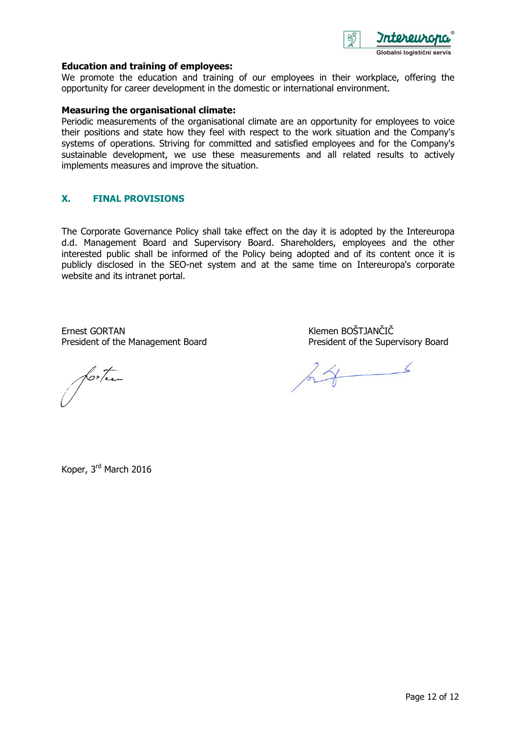**Education and training of employees:**
We promote the education and training of our employees in their workplace, offering the opportunity for career development in the domestic or international environment.

**Measuring the organisational climate:**
Periodic measurements of the organisational climate are an opportunity for employees to voice their positions and state how they feel with respect to the work situation and the Company's systems of operations. Striving for committed and satisfied employees and for the Company's sustainable development, we use these measurements and all related results to actively implements measures and improve the situation.

## X. FINAL PROVISIONS

The Corporate Governance Policy shall take effect on the day it is adopted by the Intereuropa d.d. Management Board and Supervisory Board. Shareholders, employees and the other interested public shall be informed of the Policy being adopted and of its content once it is publicly disclosed in the SEO-net system and at the same time on Intereuropa's corporate website and its intranet portal.

Ernest GORTAN
President of the Management Board

Klemen BOŠTJANČIČ
President of the Supervisory Board

Koper, 3rd March 2016